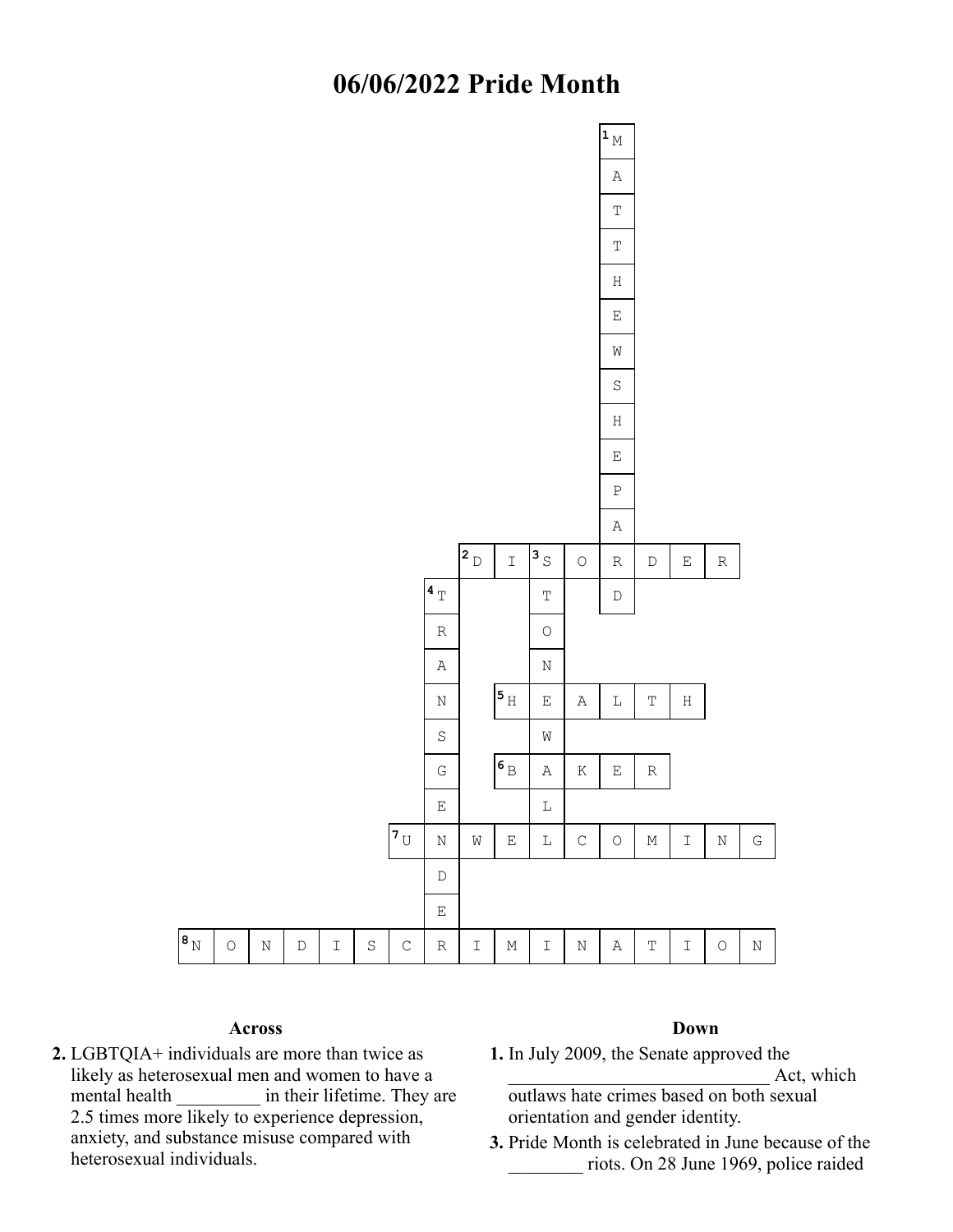# 06/06/2022 Pride Month

```
                        M
                        A
                        T
                        T
                        H
                        E
                        W
                        S
                        H
                        E
                        P
                        A
                D I S O R D E R
              T     T   D
              R     O
              A     N
              N   H E A L T H
              S     W
              G   B A K E R
              E     L
            U N W E L C O M I N G
              D
              E
N O N D I S C R I M I N A T I O N
```

Numbered starting squares: 1 (M, top of 1 Down), 2 (D, start of 2 Across), 3 (S, top of 3 Down), 4 (T, top of 4 Down), 5 (H, start of 5 Across), 6 (B, start of 6 Across), 7 (U, start of 7 Across), 8 (N, start of 8 Across).

### Across

**2.** LGBTQIA+ individuals are more than twice as likely as heterosexual men and women to have a mental health _________ in their lifetime. They are 2.5 times more likely to experience depression, anxiety, and substance misuse compared with heterosexual individuals.

### Down

**1.** In July 2009, the Senate approved the ____________________________ Act, which outlaws hate crimes based on both sexual orientation and gender identity.

**3.** Pride Month is celebrated in June because of the ________ riots. On 28 June 1969, police raided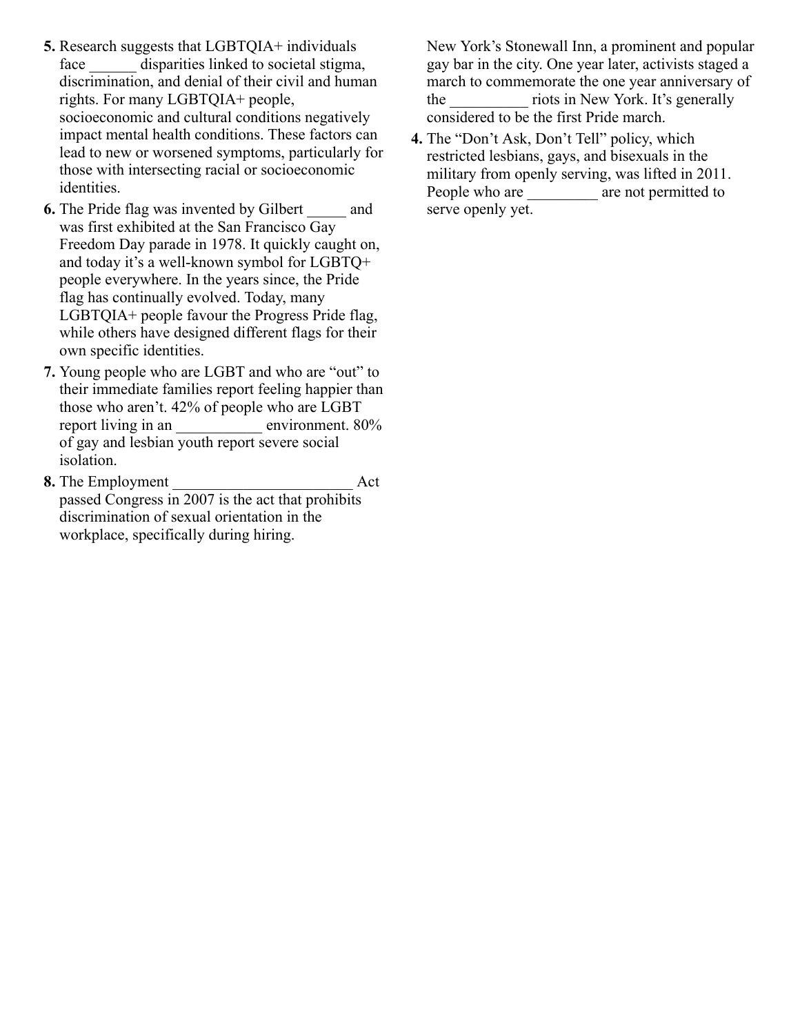5. Research suggests that LGBTQIA+ individuals face ______ disparities linked to societal stigma, discrimination, and denial of their civil and human rights. For many LGBTQIA+ people, socioeconomic and cultural conditions negatively impact mental health conditions. These factors can lead to new or worsened symptoms, particularly for those with intersecting racial or socioeconomic identities.

6. The Pride flag was invented by Gilbert _____ and was first exhibited at the San Francisco Gay Freedom Day parade in 1978. It quickly caught on, and today it's a well-known symbol for LGBTQ+ people everywhere. In the years since, the Pride flag has continually evolved. Today, many LGBTQIA+ people favour the Progress Pride flag, while others have designed different flags for their own specific identities.

7. Young people who are LGBT and who are "out" to their immediate families report feeling happier than those who aren't. 42% of people who are LGBT report living in an ___________ environment. 80% of gay and lesbian youth report severe social isolation.

8. The Employment _______________________ Act passed Congress in 2007 is the act that prohibits discrimination of sexual orientation in the workplace, specifically during hiring.

New York's Stonewall Inn, a prominent and popular gay bar in the city. One year later, activists staged a march to commemorate the one year anniversary of the __________ riots in New York. It's generally considered to be the first Pride march.

4. The "Don't Ask, Don't Tell" policy, which restricted lesbians, gays, and bisexuals in the military from openly serving, was lifted in 2011. People who are _________ are not permitted to serve openly yet.